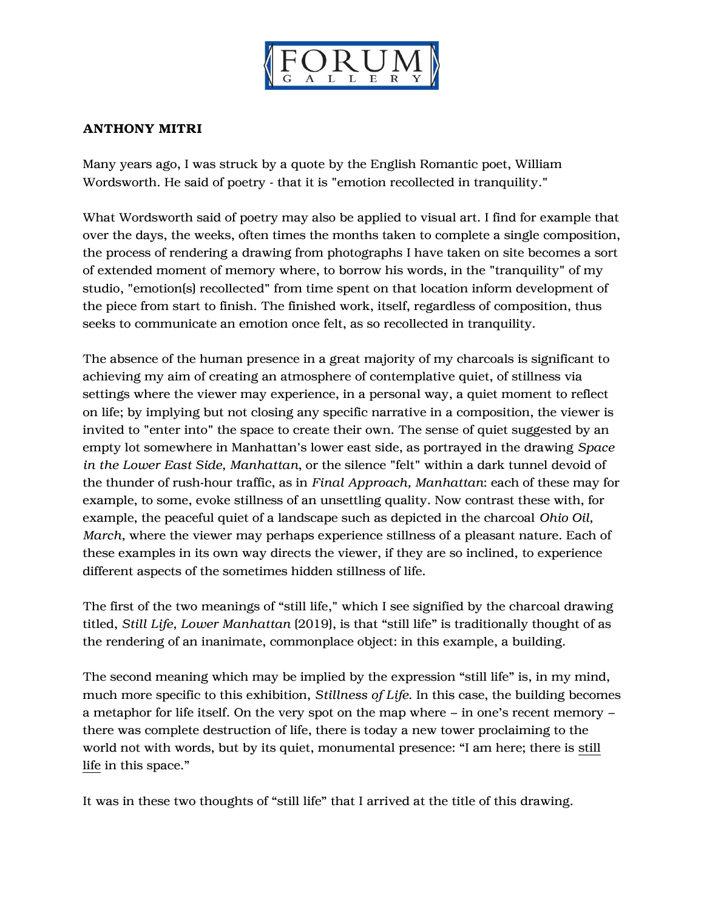FORUM GALLERY

**ANTHONY MITRI**

Many years ago, I was struck by a quote by the English Romantic poet, William Wordsworth. He said of poetry - that it is "emotion recollected in tranquility."

What Wordsworth said of poetry may also be applied to visual art. I find for example that over the days, the weeks, often times the months taken to complete a single composition, the process of rendering a drawing from photographs I have taken on site becomes a sort of extended moment of memory where, to borrow his words, in the "tranquility" of my studio, "emotion(s) recollected" from time spent on that location inform development of the piece from start to finish. The finished work, itself, regardless of composition, thus seeks to communicate an emotion once felt, as so recollected in tranquility.

The absence of the human presence in a great majority of my charcoals is significant to achieving my aim of creating an atmosphere of contemplative quiet, of stillness via settings where the viewer may experience, in a personal way, a quiet moment to reflect on life; by implying but not closing any specific narrative in a composition, the viewer is invited to "enter into" the space to create their own. The sense of quiet suggested by an empty lot somewhere in Manhattan's lower east side, as portrayed in the drawing *Space in the Lower East Side, Manhattan*, or the silence "felt" within a dark tunnel devoid of the thunder of rush-hour traffic, as in *Final Approach, Manhattan*: each of these may for example, to some, evoke stillness of an unsettling quality. Now contrast these with, for example, the peaceful quiet of a landscape such as depicted in the charcoal *Ohio Oil, March*, where the viewer may perhaps experience stillness of a pleasant nature. Each of these examples in its own way directs the viewer, if they are so inclined, to experience different aspects of the sometimes hidden stillness of life.

The first of the two meanings of "still life," which I see signified by the charcoal drawing titled, *Still Life, Lower Manhattan* (2019), is that "still life" is traditionally thought of as the rendering of an inanimate, commonplace object: in this example, a building.

The second meaning which may be implied by the expression "still life" is, in my mind, much more specific to this exhibition, *Stillness of Life.* In this case, the building becomes a metaphor for life itself. On the very spot on the map where – in one's recent memory – there was complete destruction of life, there is today a new tower proclaiming to the world not with words, but by its quiet, monumental presence: "I am here; there is <u>still life</u> in this space."

It was in these two thoughts of "still life" that I arrived at the title of this drawing.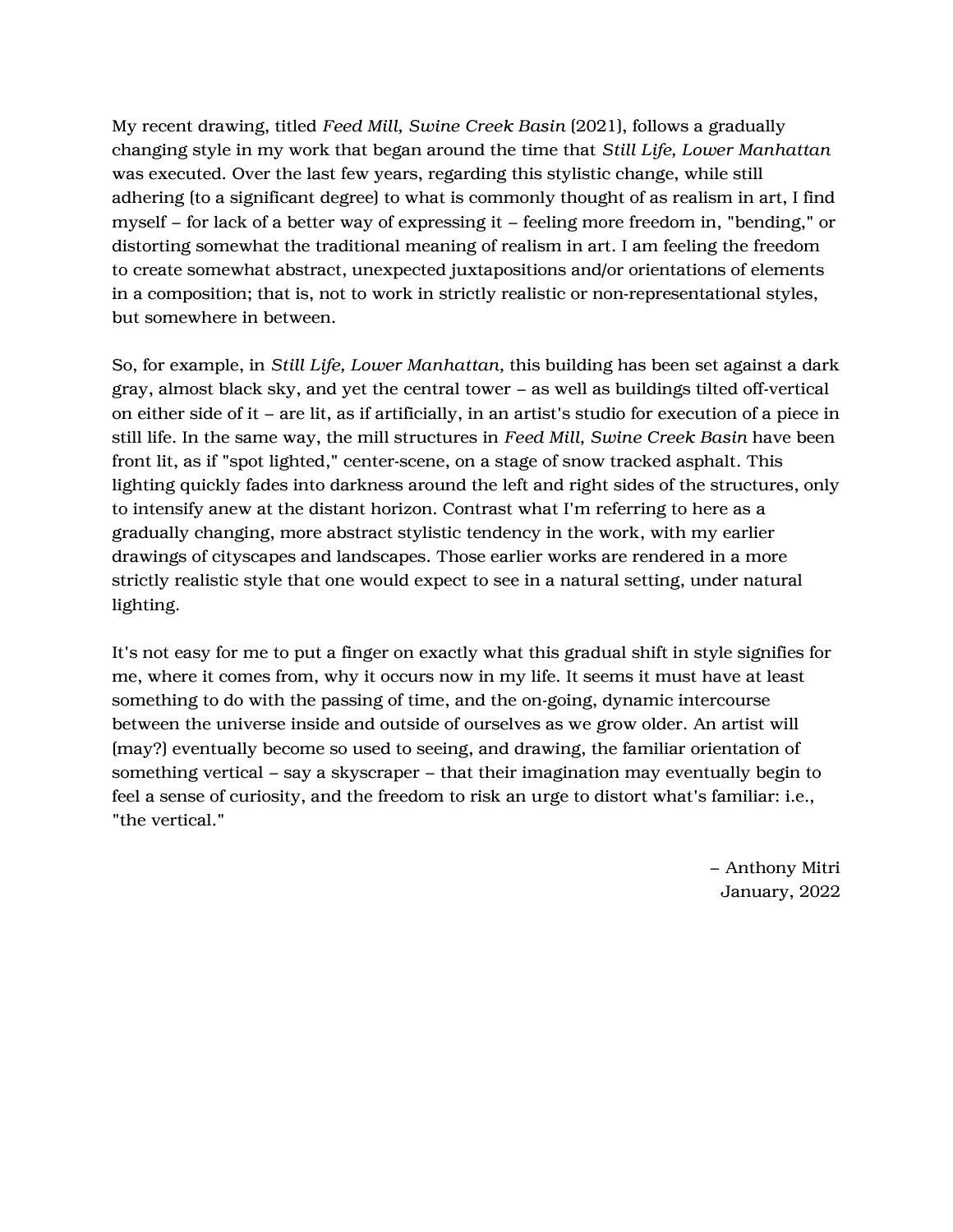My recent drawing, titled *Feed Mill, Swine Creek Basin* (2021), follows a gradually changing style in my work that began around the time that *Still Life, Lower Manhattan* was executed. Over the last few years, regarding this stylistic change, while still adhering (to a significant degree) to what is commonly thought of as realism in art, I find myself – for lack of a better way of expressing it – feeling more freedom in, "bending," or distorting somewhat the traditional meaning of realism in art. I am feeling the freedom to create somewhat abstract, unexpected juxtapositions and/or orientations of elements in a composition; that is, not to work in strictly realistic or non-representational styles, but somewhere in between.

So, for example, in *Still Life, Lower Manhattan*, this building has been set against a dark gray, almost black sky, and yet the central tower – as well as buildings tilted off-vertical on either side of it – are lit, as if artificially, in an artist's studio for execution of a piece in still life. In the same way, the mill structures in *Feed Mill, Swine Creek Basin* have been front lit, as if "spot lighted," center-scene, on a stage of snow tracked asphalt. This lighting quickly fades into darkness around the left and right sides of the structures, only to intensify anew at the distant horizon. Contrast what I'm referring to here as a gradually changing, more abstract stylistic tendency in the work, with my earlier drawings of cityscapes and landscapes. Those earlier works are rendered in a more strictly realistic style that one would expect to see in a natural setting, under natural lighting.

It's not easy for me to put a finger on exactly what this gradual shift in style signifies for me, where it comes from, why it occurs now in my life. It seems it must have at least something to do with the passing of time, and the on-going, dynamic intercourse between the universe inside and outside of ourselves as we grow older. An artist will (may?) eventually become so used to seeing, and drawing, the familiar orientation of something vertical – say a skyscraper – that their imagination may eventually begin to feel a sense of curiosity, and the freedom to risk an urge to distort what's familiar: i.e., "the vertical."

– Anthony Mitri
January, 2022